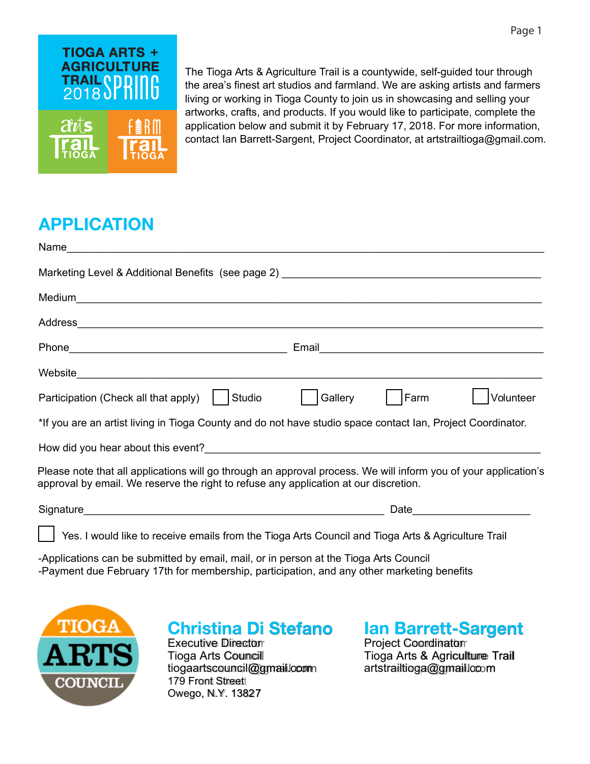TIOGA ARTS + AGRICULTURE TRAIL 2018 SPRING

arts Trail TIOGA

FARM Trail TIOGA

The Tioga Arts & Agriculture Trail is a countywide, self-guided tour through the area's finest art studios and farmland. We are asking artists and farmers living or working in Tioga County to join us in showcasing and selling your artworks, crafts, and products. If you would like to participate, complete the application below and submit it by February 17, 2018. For more information, contact Ian Barrett-Sargent, Project Coordinator, at artstrailtioga@gmail.com.

## APPLICATION

Name______________________________________________________________________

Marketing Level & Additional Benefits (see page 2) ___________________________________

Medium____________________________________________________________________

Address____________________________________________________________________

Phone_________________________________ Email__________________________________

Website____________________________________________________________________

Participation (Check all that apply) ☐ Studio ☐ Gallery ☐ Farm ☐ Volunteer

*If you are an artist living in Tioga County and do not have studio space contact Ian, Project Coordinator.

How did you hear about this event?_________________________________________________

Please note that all applications will go through an approval process. We will inform you of your application's approval by email. We reserve the right to refuse any application at our discretion.

Signature_____________________________________________ Date___________________

☐ Yes. I would like to receive emails from the Tioga Arts Council and Tioga Arts & Agriculture Trail

-Applications can be submitted by email, mail, or in person at the Tioga Arts Council
-Payment due February 17th for membership, participation, and any other marketing benefits

TIOGA ARTS COUNCIL

**Christina Di Stefano**
Executive Director
Tioga Arts Council
tiogaartscouncil@gmail.com
179 Front Street
Owego, N.Y. 13827

**Ian Barrett-Sargent**
Project Coordinator
Tioga Arts & Agriculture Trail
artstrailtioga@gmail.com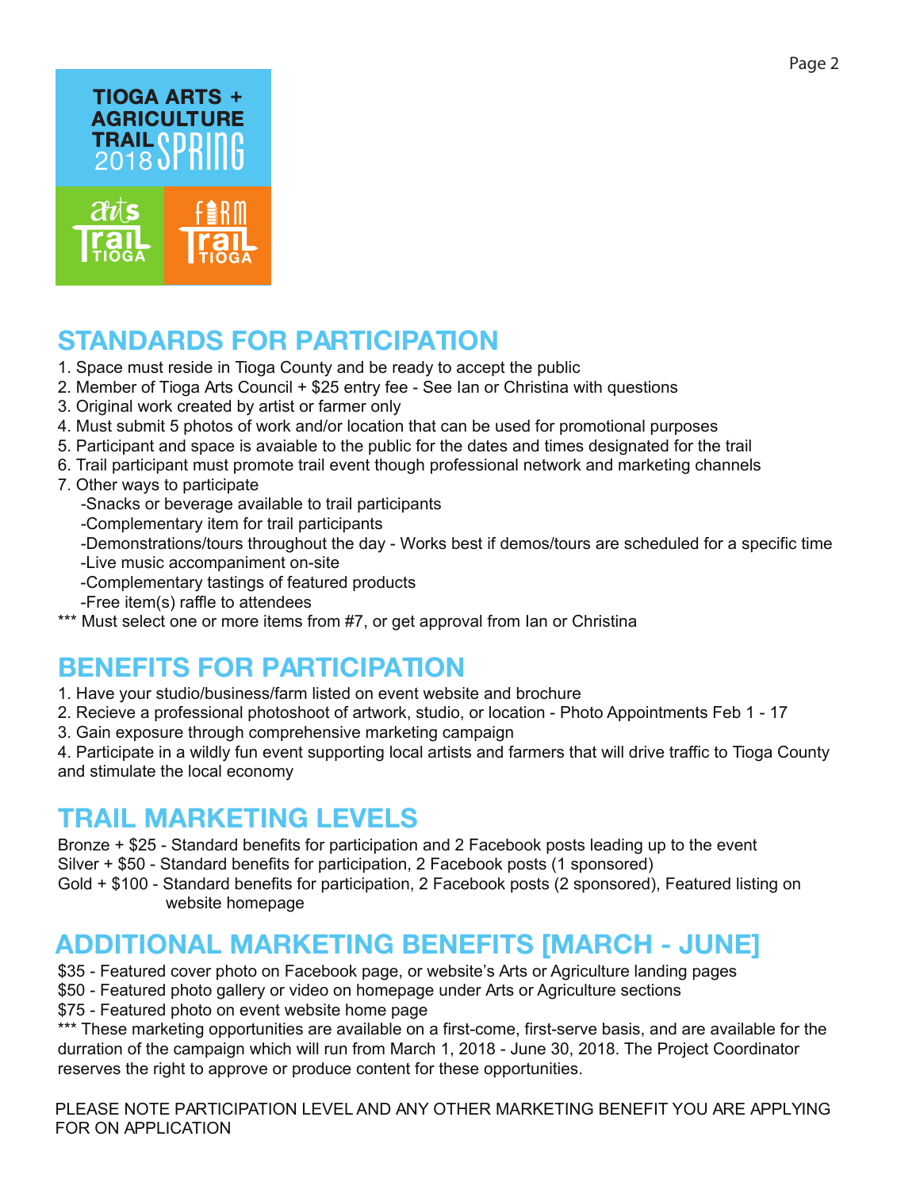TIOGA ARTS + AGRICULTURE TRAIL 2018 SPRING

arts Trail TIOGA

FARM Trail TIOGA

## STANDARDS FOR PARTICIPATION

1. Space must reside in Tioga County and be ready to accept the public
2. Member of Tioga Arts Council + $25 entry fee - See Ian or Christina with questions
3. Original work created by artist or farmer only
4. Must submit 5 photos of work and/or location that can be used for promotional purposes
5. Participant and space is avaiable to the public for the dates and times designated for the trail
6. Trail participant must promote trail event though professional network and marketing channels
7. Other ways to participate
   - Snacks or beverage available to trail participants
   - Complementary item for trail participants
   - Demonstrations/tours throughout the day - Works best if demos/tours are scheduled for a specific time
   - Live music accompaniment on-site
   - Complementary tastings of featured products
   - Free item(s) raffle to attendees

*** Must select one or more items from #7, or get approval from Ian or Christina

## BENEFITS FOR PARTICIPATION

1. Have your studio/business/farm listed on event website and brochure
2. Recieve a professional photoshoot of artwork, studio, or location - Photo Appointments Feb 1 - 17
3. Gain exposure through comprehensive marketing campaign
4. Participate in a wildly fun event supporting local artists and farmers that will drive traffic to Tioga County and stimulate the local economy

## TRAIL MARKETING LEVELS

Bronze + $25 - Standard benefits for participation and 2 Facebook posts leading up to the event

Silver + $50 - Standard benefits for participation, 2 Facebook posts (1 sponsored)

Gold + $100 - Standard benefits for participation, 2 Facebook posts (2 sponsored), Featured listing on website homepage

## ADDITIONAL MARKETING BENEFITS [MARCH - JUNE]

$35 - Featured cover photo on Facebook page, or website's Arts or Agriculture landing pages

$50 - Featured photo gallery or video on homepage under Arts or Agriculture sections

$75 - Featured photo on event website home page

*** These marketing opportunities are available on a first-come, first-serve basis, and are available for the durration of the campaign which will run from March 1, 2018 - June 30, 2018. The Project Coordinator reserves the right to approve or produce content for these opportunities.

PLEASE NOTE PARTICIPATION LEVEL AND ANY OTHER MARKETING BENEFIT YOU ARE APPLYING FOR ON APPLICATION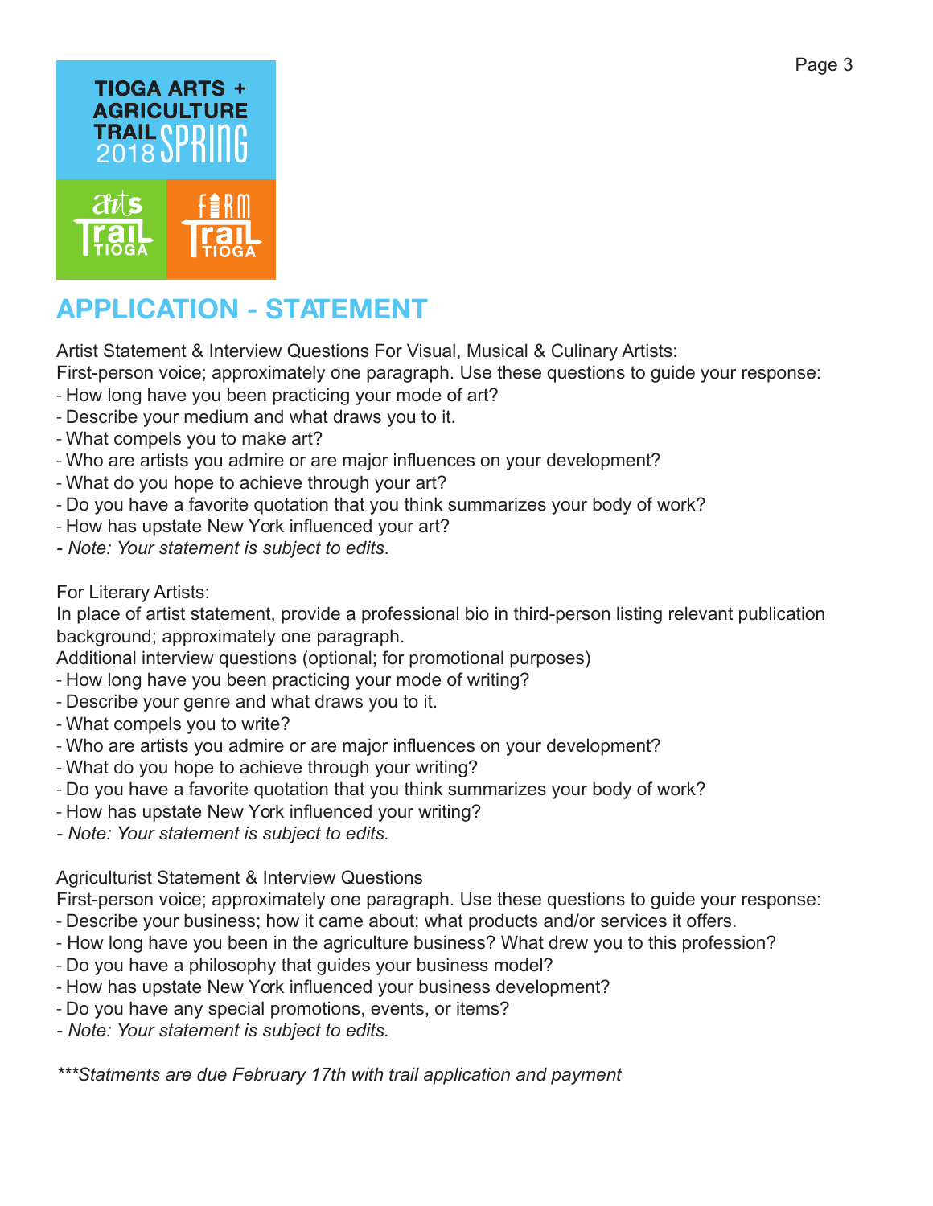TIOGA ARTS + AGRICULTURE TRAIL 2018 SPRING

arts Trail TIOGA

FARM Trail TIOGA

# APPLICATION - STATEMENT

Artist Statement & Interview Questions For Visual, Musical & Culinary Artists:
First-person voice; approximately one paragraph. Use these questions to guide your response:

- How long have you been practicing your mode of art?
- Describe your medium and what draws you to it.
- What compels you to make art?
- Who are artists you admire or are major influences on your development?
- What do you hope to achieve through your art?
- Do you have a favorite quotation that you think summarizes your body of work?
- How has upstate New York influenced your art?
- *Note: Your statement is subject to edits.*

For Literary Artists:
In place of artist statement, provide a professional bio in third-person listing relevant publication background; approximately one paragraph.
Additional interview questions (optional; for promotional purposes)

- How long have you been practicing your mode of writing?
- Describe your genre and what draws you to it.
- What compels you to write?
- Who are artists you admire or are major influences on your development?
- What do you hope to achieve through your writing?
- Do you have a favorite quotation that you think summarizes your body of work?
- How has upstate New York influenced your writing?
- *Note: Your statement is subject to edits.*

Agriculturist Statement & Interview Questions
First-person voice; approximately one paragraph. Use these questions to guide your response:

- Describe your business; how it came about; what products and/or services it offers.
- How long have you been in the agriculture business? What drew you to this profession?
- Do you have a philosophy that guides your business model?
- How has upstate New York influenced your business development?
- Do you have any special promotions, events, or items?
- *Note: Your statement is subject to edits.*

****Statments are due February 17th with trail application and payment*